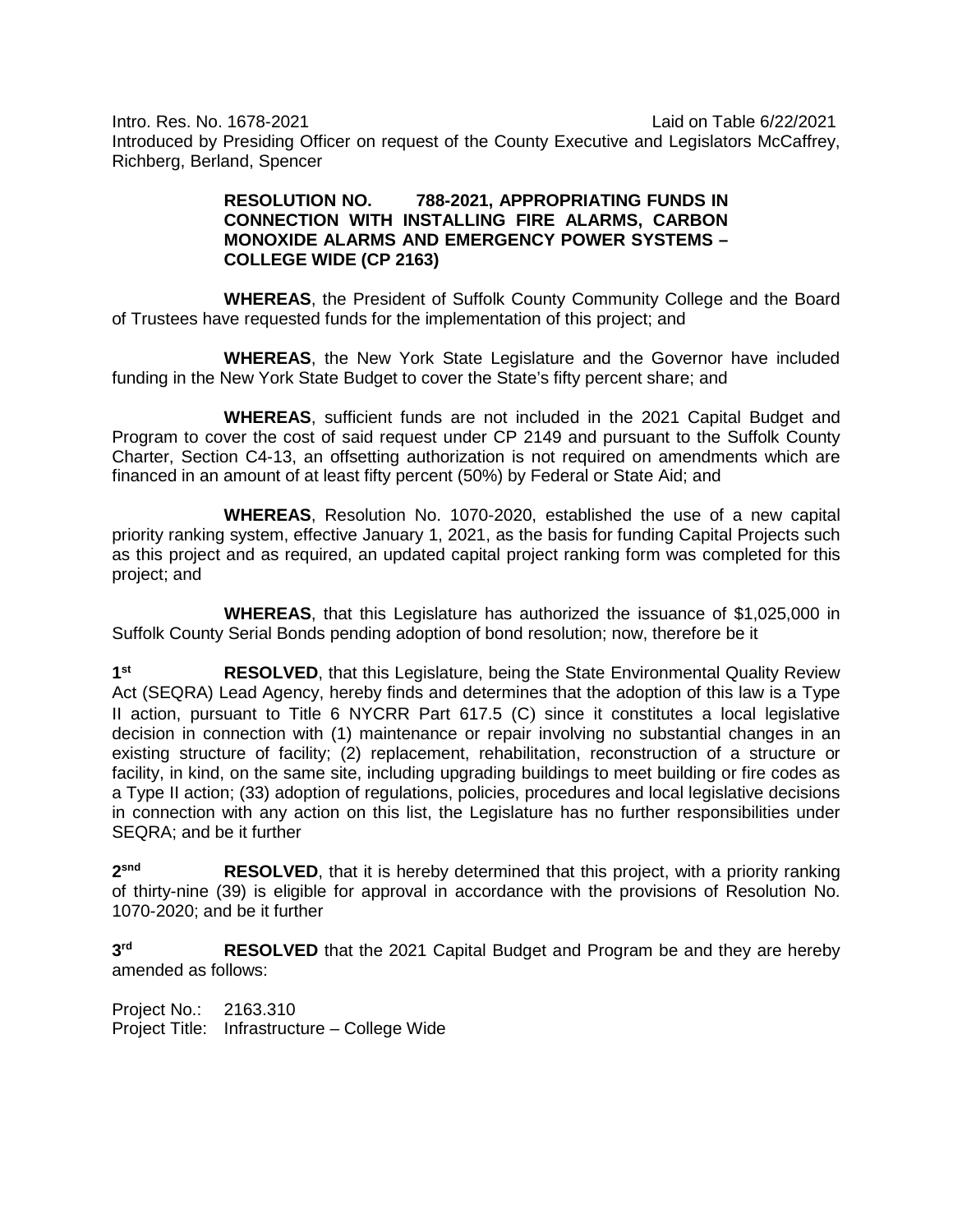Intro. Res. No. 1678-2021 Laid on Table 6/22/2021

Introduced by Presiding Officer on request of the County Executive and Legislators McCaffrey, Richberg, Berland, Spencer

**RESOLUTION NO. 788-2021, APPROPRIATING FUNDS IN CONNECTION WITH INSTALLING FIRE ALARMS, CARBON MONOXIDE ALARMS AND EMERGENCY POWER SYSTEMS – COLLEGE WIDE (CP 2163)**

**WHEREAS**, the President of Suffolk County Community College and the Board of Trustees have requested funds for the implementation of this project; and

**WHEREAS**, the New York State Legislature and the Governor have included funding in the New York State Budget to cover the State's fifty percent share; and

**WHEREAS**, sufficient funds are not included in the 2021 Capital Budget and Program to cover the cost of said request under CP 2149 and pursuant to the Suffolk County Charter, Section C4-13, an offsetting authorization is not required on amendments which are financed in an amount of at least fifty percent (50%) by Federal or State Aid; and

**WHEREAS**, Resolution No. 1070-2020, established the use of a new capital priority ranking system, effective January 1, 2021, as the basis for funding Capital Projects such as this project and as required, an updated capital project ranking form was completed for this project; and

**WHEREAS**, that this Legislature has authorized the issuance of $1,025,000 in Suffolk County Serial Bonds pending adoption of bond resolution; now, therefore be it

1st **RESOLVED**, that this Legislature, being the State Environmental Quality Review Act (SEQRA) Lead Agency, hereby finds and determines that the adoption of this law is a Type II action, pursuant to Title 6 NYCRR Part 617.5 (C) since it constitutes a local legislative decision in connection with (1) maintenance or repair involving no substantial changes in an existing structure of facility; (2) replacement, rehabilitation, reconstruction of a structure or facility, in kind, on the same site, including upgrading buildings to meet building or fire codes as a Type II action; (33) adoption of regulations, policies, procedures and local legislative decisions in connection with any action on this list, the Legislature has no further responsibilities under SEQRA; and be it further

2snd **RESOLVED**, that it is hereby determined that this project, with a priority ranking of thirty-nine (39) is eligible for approval in accordance with the provisions of Resolution No. 1070-2020; and be it further

3rd **RESOLVED** that the 2021 Capital Budget and Program be and they are hereby amended as follows:

Project No.: 2163.310
Project Title: Infrastructure – College Wide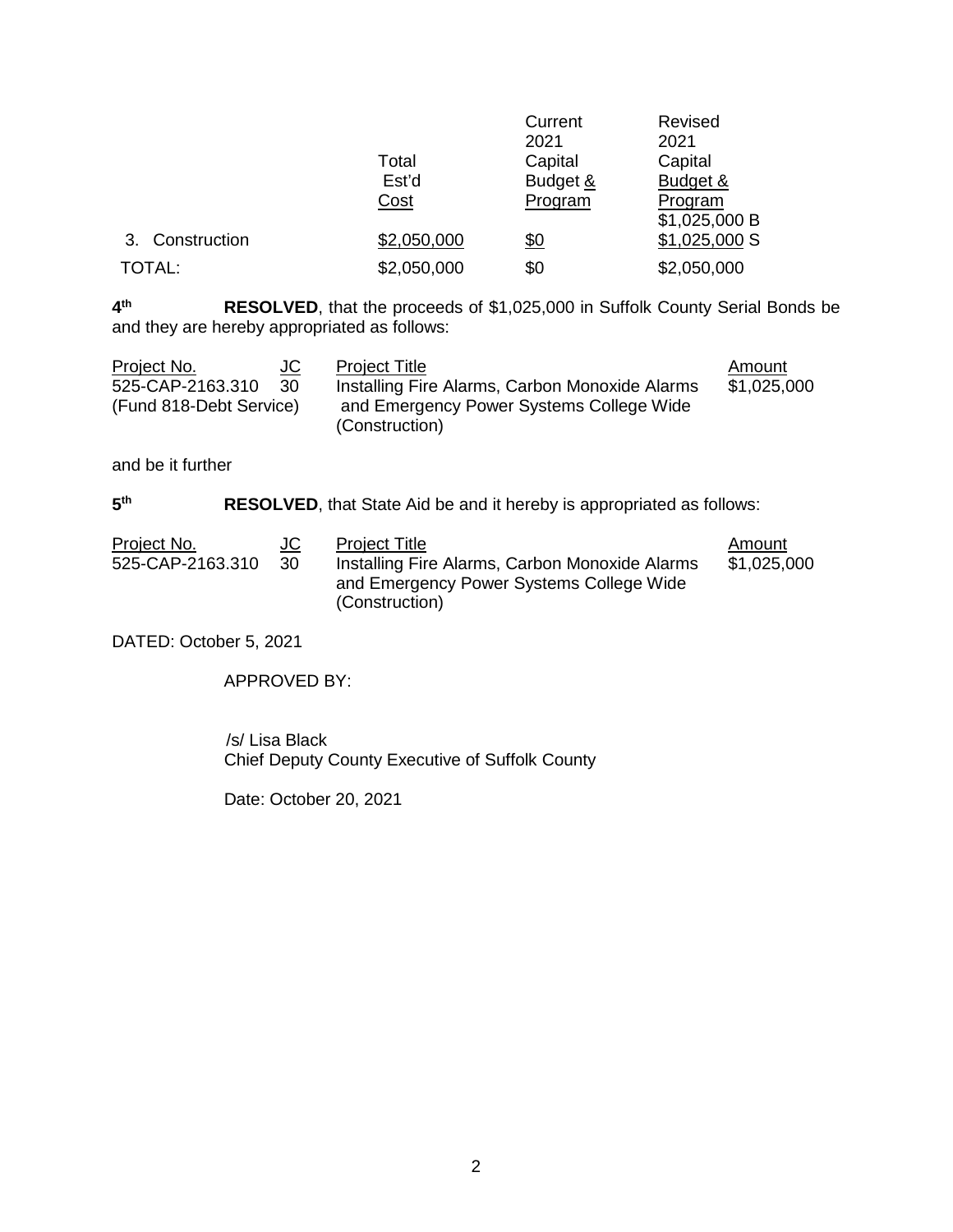| | Total Est'd Cost | Current 2021 Capital Budget & Program | Revised 2021 Capital Budget & Program |
|---|---|---|---|
| 3. Construction | $2,050,000 | $0 | $1,025,000 B<br>$1,025,000 S |
| TOTAL: | $2,050,000 | $0 | $2,050,000 |

**4th** **RESOLVED**, that the proceeds of $1,025,000 in Suffolk County Serial Bonds be and they are hereby appropriated as follows:

| Project No. | JC | Project Title | Amount |
|---|---|---|---|
| 525-CAP-2163.310<br>(Fund 818-Debt Service) | 30 | Installing Fire Alarms, Carbon Monoxide Alarms and Emergency Power Systems College Wide (Construction) | $1,025,000 |

and be it further

**5th** **RESOLVED**, that State Aid be and it hereby is appropriated as follows:

| Project No. | JC | Project Title | Amount |
|---|---|---|---|
| 525-CAP-2163.310 | 30 | Installing Fire Alarms, Carbon Monoxide Alarms and Emergency Power Systems College Wide (Construction) | $1,025,000 |

DATED: October 5, 2021

APPROVED BY:

/s/ Lisa Black
Chief Deputy County Executive of Suffolk County

Date: October 20, 2021